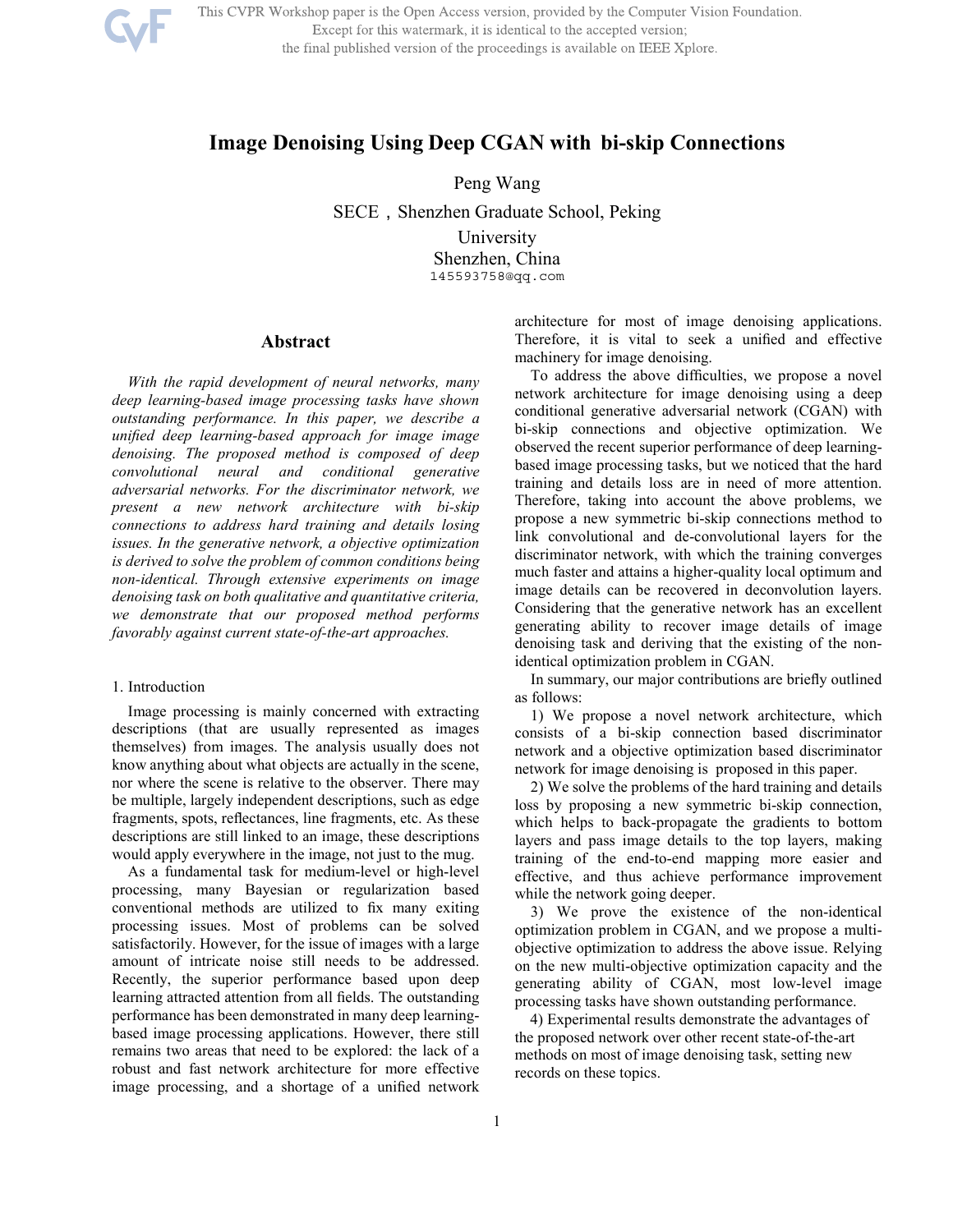# Image Denoising Using Deep CGAN with bi-skip Connections

Peng Wang

SECE，Shenzhen Graduate School, Peking University

Shenzhen, China

145593758@qq.com

## Abstract

*With the rapid development of neural networks, many deep learning-based image processing tasks have shown outstanding performance. In this paper, we describe a unified deep learning-based approach for image denoising. The proposed method is composed of deep convolutional neural and conditional generative adversarial networks. For the discriminator network, we present a new network architecture with bi-skip connections to address hard training and details losing issues. In the generative network, a objective optimization is derived to solve the problem of common conditions being non-identical. Through extensive experiments on image denoising task on both qualitative and quantitative criteria, we demonstrate that our proposed method performs favorably against current state-of-the-art approaches.*

## 1. Introduction

Image processing is mainly concerned with extracting descriptions (that are usually represented as images themselves) from images. The analysis usually does not know anything about what objects are actually in the scene, nor where the scene is relative to the observer. There may be multiple, largely independent descriptions, such as edge fragments, spots, reflectances, line fragments, etc. As these descriptions are still linked to an image, these descriptions would apply everywhere in the image, not just to the mug.

As a fundamental task for medium-level or high-level processing, many Bayesian or regularization based conventional methods are utilized to fix many exiting processing issues. Most of problems can be solved satisfactorily. However, for the issue of images with a large amount of intricate noise still needs to be addressed. Recently, the superior performance based upon deep learning attracted attention from all fields. The outstanding performance has been demonstrated in many deep learning-based image processing applications. However, there still remains two areas that need to be explored: the lack of a robust and fast network architecture for more effective image processing, and a shortage of a unified network architecture for most of image denoising applications. Therefore, it is vital to seek a unified and effective machinery for image denoising.

To address the above difficulties, we propose a novel network architecture for image denoising using a deep conditional generative adversarial network (CGAN) with bi-skip connections and objective optimization. We observed the recent superior performance of deep learning-based image processing tasks, but we noticed that the hard training and details loss are in need of more attention. Therefore, taking into account the above problems, we propose a new symmetric bi-skip connections method to link convolutional and de-convolutional layers for the discriminator network, with which the training converges much faster and attains a higher-quality local optimum and image details can be recovered in deconvolution layers. Considering that the generative network has an excellent generating ability to recover image details of image denoising task and deriving that the existing of the non-identical optimization problem in CGAN.

In summary, our major contributions are briefly outlined as follows:

1) We propose a novel network architecture, which consists of a bi-skip connection based discriminator network and a objective optimization based discriminator network for image denoising is proposed in this paper.

2) We solve the problems of the hard training and details loss by proposing a new symmetric bi-skip connection, which helps to back-propagate the gradients to bottom layers and pass image details to the top layers, making training of the end-to-end mapping more easier and effective, and thus achieve performance improvement while the network going deeper.

3) We prove the existence of the non-identical optimization problem in CGAN, and we propose a multi-objective optimization to address the above issue. Relying on the new multi-objective optimization capacity and the generating ability of CGAN, most low-level image processing tasks have shown outstanding performance.

4) Experimental results demonstrate the advantages of the proposed network over other recent state-of-the-art methods on most of image denoising task, setting new records on these topics.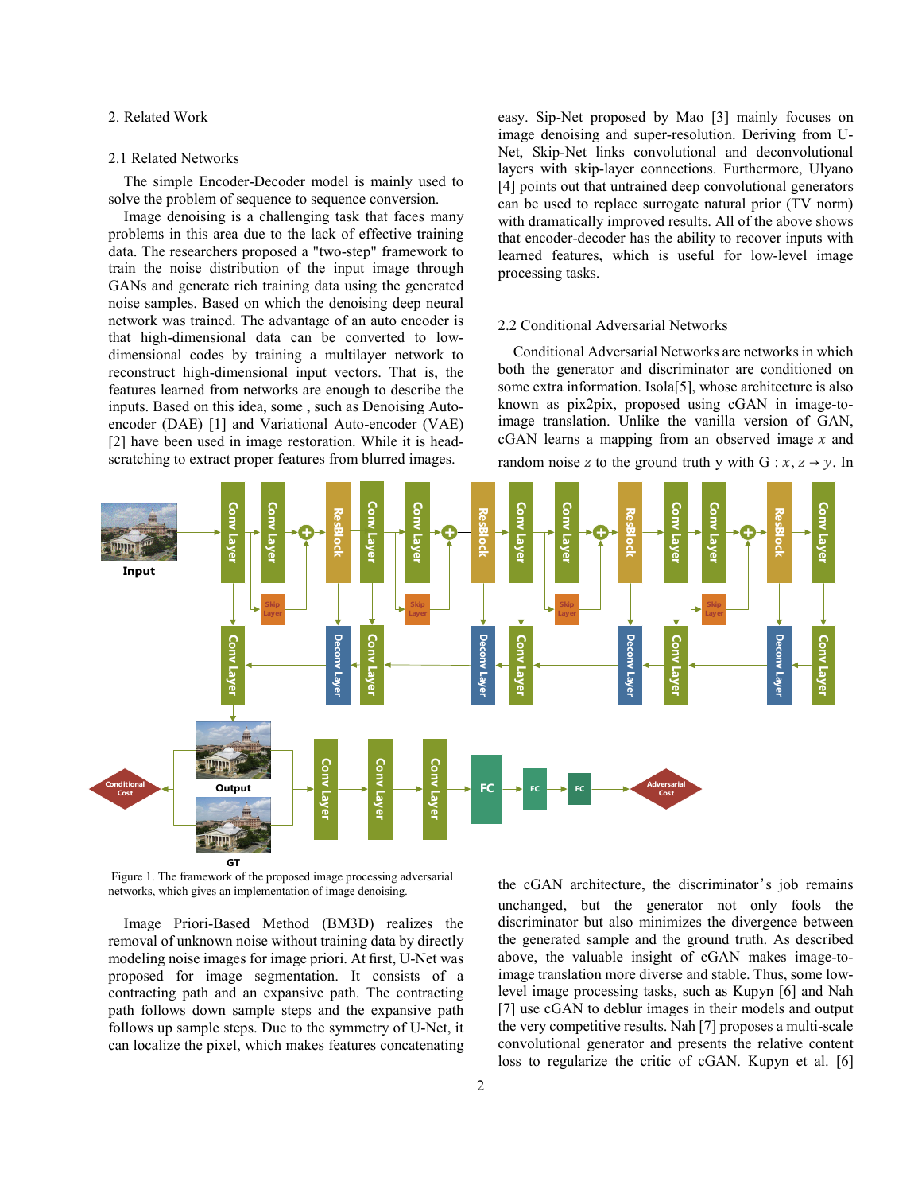## 2. Related Work

### 2.1 Related Networks

The simple Encoder-Decoder model is mainly used to solve the problem of sequence to sequence conversion.

Image denoising is a challenging task that faces many problems in this area due to the lack of effective training data. The researchers proposed a "two-step" framework to train the noise distribution of the input image through GANs and generate rich training data using the generated noise samples. Based on which the denoising deep neural network was trained. The advantage of an auto encoder is that high-dimensional data can be converted to low-dimensional codes by training a multilayer network to reconstruct high-dimensional input vectors. That is, the features learned from networks are enough to describe the inputs. Based on this idea, some , such as Denoising Auto-encoder (DAE) [1] and Variational Auto-encoder (VAE) [2] have been used in image restoration. While it is head-scratching to extract proper features from blurred images.

Image Priori-Based Method (BM3D) realizes the removal of unknown noise without training data by directly modeling noise images for image priori. At first, U-Net was proposed for image segmentation. It consists of a contracting path and an expansive path. The contracting path follows down sample steps and the expansive path follows up sample steps. Due to the symmetry of U-Net, it can localize the pixel, which makes features concatenating easy. Sip-Net proposed by Mao [3] mainly focuses on image denoising and super-resolution. Deriving from U-Net, Skip-Net links convolutional and deconvolutional layers with skip-layer connections. Furthermore, Ulyano [4] points out that untrained deep convolutional generators can be used to replace surrogate natural prior (TV norm) with dramatically improved results. All of the above shows that encoder-decoder has the ability to recover inputs with learned features, which is useful for low-level image processing tasks.

Figure 1. The framework of the proposed image processing adversarial networks, which gives an implementation of image denoising.

### 2.2 Conditional Adversarial Networks

Conditional Adversarial Networks are networks in which both the generator and discriminator are conditioned on some extra information. Isola[5], whose architecture is also known as pix2pix, proposed using cGAN in image-to-image translation. Unlike the vanilla version of GAN, cGAN learns a mapping from an observed image $x$ and random noise $z$ to the ground truth y with $G : x, z \rightarrow y$. In the cGAN architecture, the discriminator's job remains unchanged, but the generator not only fools the discriminator but also minimizes the divergence between the generated sample and the ground truth. As described above, the valuable insight of cGAN makes image-to-image translation more diverse and stable. Thus, some low-level image processing tasks, such as Kupyn [6] and Nah [7] use cGAN to deblur images in their models and output the very competitive results. Nah [7] proposes a multi-scale convolutional generator and presents the relative content loss to regularize the critic of cGAN. Kupyn et al. [6]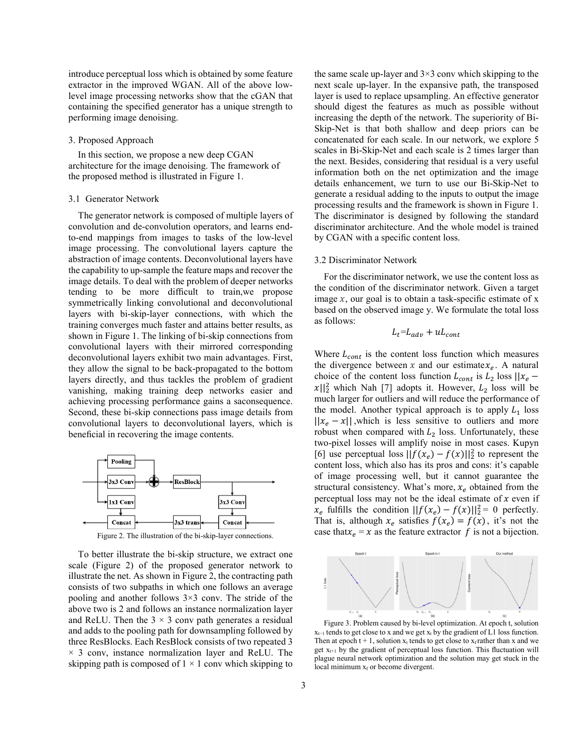introduce perceptual loss which is obtained by some feature extractor in the improved WGAN. All of the above low-level image processing networks show that the cGAN that containing the specified generator has a unique strength to performing image denoising.

## 3. Proposed Approach

In this section, we propose a new deep CGAN architecture for the image denoising. The framework of the proposed method is illustrated in Figure 1.

### 3.1 Generator Network

The generator network is composed of multiple layers of convolution and de-convolution operators, and learns end-to-end mappings from images to tasks of the low-level image processing. The convolutional layers capture the abstraction of image contents. Deconvolutional layers have the capability to up-sample the feature maps and recover the image details. To deal with the problem of deeper networks tending to be more difficult to train,we propose symmetrically linking convolutional and deconvolutional layers with bi-skip-layer connections, with which the training converges much faster and attains better results, as shown in Figure 1. The linking of bi-skip connections from convolutional layers with their mirrored corresponding deconvolutional layers exhibit two main advantages. First, they allow the signal to be back-propagated to the bottom layers directly, and thus tackles the problem of gradient vanishing, making training deep networks easier and achieving processing performance gains a saconsequence. Second, these bi-skip connections pass image details from convolutional layers to deconvolutional layers, which is beneficial in recovering the image contents.

Figure 2. The illustration of the bi-skip-layer connections.

To better illustrate the bi-skip structure, we extract one scale (Figure 2) of the proposed generator network to illustrate the net. As shown in Figure 2, the contracting path consists of two subpaths in which one follows an average pooling and another follows 3×3 conv. The stride of the above two is 2 and follows an instance normalization layer and ReLU. Then the 3 × 3 conv path generates a residual and adds to the pooling path for downsampling followed by three ResBlocks. Each ResBlock consists of two repeated 3 × 3 conv, instance normalization layer and ReLU. The skipping path is composed of 1 × 1 conv which skipping to the same scale up-layer and 3×3 conv which skipping to the next scale up-layer. In the expansive path, the transposed layer is used to replace upsampling. An effective generator should digest the features as much as possible without increasing the depth of the network. The superiority of Bi-Skip-Net is that both shallow and deep priors can be concatenated for each scale. In our network, we explore 5 scales in Bi-Skip-Net and each scale is 2 times larger than the next. Besides, considering that residual is a very useful information both on the net optimization and the image details enhancement, we turn to use our Bi-Skip-Net to generate a residual adding to the inputs to output the image processing results and the framework is shown in Figure 1. The discriminator is designed by following the standard discriminator architecture. And the whole model is trained by CGAN with a specific content loss.

### 3.2 Discriminator Network

For the discriminator network, we use the content loss as the condition of the discriminator network. Given a target image $x$, our goal is to obtain a task-specific estimate of x based on the observed image y. We formulate the total loss as follows:

$$L_t = L_{adv} + uL_{cont}$$

Where $L_{cont}$ is the content loss function which measures the divergence between $x$ and our estimate $x_e$. A natural choice of the content loss function $L_{cont}$ is $L_2$ loss $||x_e - x||_2^2$ which Nah [7] adopts it. However, $L_2$ loss will be much larger for outliers and will reduce the performance of the model. Another typical approach is to apply $L_1$ loss $||x_e - x||$ ,which is less sensitive to outliers and more robust when compared with $L_2$ loss. Unfortunately, these two-pixel losses will amplify noise in most cases. Kupyn [6] use perceptual loss $||f(x_e) - f(x)||_2^2$ to represent the content loss, which also has its pros and cons: it's capable of image processing well, but it cannot guarantee the structural consistency. What's more, $x_e$ obtained from the perceptual loss may not be the ideal estimate of $x$ even if $x_e$ fulfills the condition $||f(x_e) - f(x)||_2^2 = 0$ perfectly. That is, although $x_e$ satisfies $f(x_e) = f(x)$, it's not the case that $x_e = x$ as the feature extractor $f$ is not a bijection.

Figure 3. Problem caused by bi-level optimization. At epoch t, solution $x_{t-1}$ tends to get close to x and we get $x_t$ by the gradient of L1 loss function. Then at epoch t + 1, solution $x_t$ tends to get close to $x_f$ rather than x and we get $x_{t+1}$ by the gradient of perceptual loss function. This fluctuation will plague neural network optimization and the solution may get stuck in the local minimum $x_f$ or become divergent.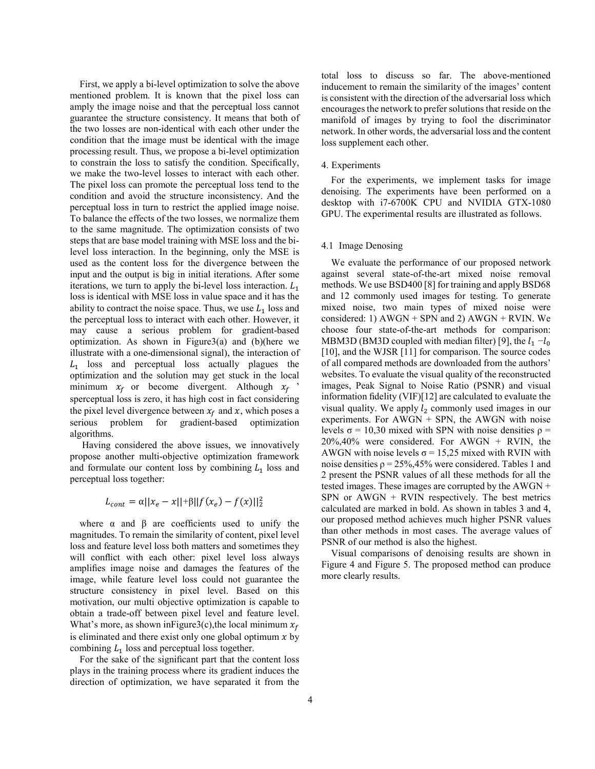First, we apply a bi-level optimization to solve the above mentioned problem. It is known that the pixel loss can amply the image noise and that the perceptual loss cannot guarantee the structure consistency. It means that both of the two losses are non-identical with each other under the condition that the image must be identical with the image processing result. Thus, we propose a bi-level optimization to constrain the loss to satisfy the condition. Specifically, we make the two-level losses to interact with each other. The pixel loss can promote the perceptual loss tend to the condition and avoid the structure inconsistency. And the perceptual loss in turn to restrict the applied image noise. To balance the effects of the two losses, we normalize them to the same magnitude. The optimization consists of two steps that are base model training with MSE loss and the bi-level loss interaction. In the beginning, only the MSE is used as the content loss for the divergence between the input and the output is big in initial iterations. After some iterations, we turn to apply the bi-level loss interaction. $L_1$ loss is identical with MSE loss in value space and it has the ability to contract the noise space. Thus, we use $L_1$ loss and the perceptual loss to interact with each other. However, it may cause a serious problem for gradient-based optimization. As shown in Figure3(a) and (b)(here we illustrate with a one-dimensional signal), the interaction of $L_1$ loss and perceptual loss actually plagues the optimization and the solution may get stuck in the local minimum $x_f$ or become divergent. Although $x_f$ ' sperceptual loss is zero, it has high cost in fact considering the pixel level divergence between $x_f$ and $x$, which poses a serious problem for gradient-based optimization algorithms.

Having considered the above issues, we innovatively propose another multi-objective optimization framework and formulate our content loss by combining $L_1$ loss and perceptual loss together:

$$L_{cont} = \alpha||x_e - x|| + \beta||f(x_e) - f(x)||_2^2$$

where α and β are coefficients used to unify the magnitudes. To remain the similarity of content, pixel level loss and feature level loss both matters and sometimes they will conflict with each other: pixel level loss always amplifies image noise and damages the features of the image, while feature level loss could not guarantee the structure consistency in pixel level. Based on this motivation, our multi objective optimization is capable to obtain a trade-off between pixel level and feature level. What's more, as shown inFigure3(c),the local minimum $x_f$ is eliminated and there exist only one global optimum $x$ by combining $L_1$ loss and perceptual loss together.

For the sake of the significant part that the content loss plays in the training process where its gradient induces the direction of optimization, we have separated it from the total loss to discuss so far. The above-mentioned inducement to remain the similarity of the images' content is consistent with the direction of the adversarial loss which encourages the network to prefer solutions that reside on the manifold of images by trying to fool the discriminator network. In other words, the adversarial loss and the content loss supplement each other.

## 4. Experiments

For the experiments, we implement tasks for image denoising. The experiments have been performed on a desktop with i7-6700K CPU and NVIDIA GTX-1080 GPU. The experimental results are illustrated as follows.

### 4.1 Image Denosing

We evaluate the performance of our proposed network against several state-of-the-art mixed noise removal methods. We use BSD400 [8] for training and apply BSD68 and 12 commonly used images for testing. To generate mixed noise, two main types of mixed noise were considered: 1) AWGN + SPN and 2) AWGN + RVIN. We choose four state-of-the-art methods for comparison: MBM3D (BM3D coupled with median filter) [9], the $l_1 - l_0$ [10], and the WJSR [11] for comparison. The source codes of all compared methods are downloaded from the authors' websites. To evaluate the visual quality of the reconstructed images, Peak Signal to Noise Ratio (PSNR) and visual information fidelity (VIF)[12] are calculated to evaluate the visual quality. We apply $l_2$ commonly used images in our experiments. For AWGN + SPN, the AWGN with noise levels σ = 10,30 mixed with SPN with noise densities ρ = 20%,40% were considered. For AWGN + RVIN, the AWGN with noise levels σ = 15,25 mixed with RVIN with noise densities ρ = 25%,45% were considered. Tables 1 and 2 present the PSNR values of all these methods for all the tested images. These images are corrupted by the AWGN + SPN or AWGN + RVIN respectively. The best metrics calculated are marked in bold. As shown in tables 3 and 4, our proposed method achieves much higher PSNR values than other methods in most cases. The average values of PSNR of our method is also the highest.

Visual comparisons of denoising results are shown in Figure 4 and Figure 5. The proposed method can produce more clearly results.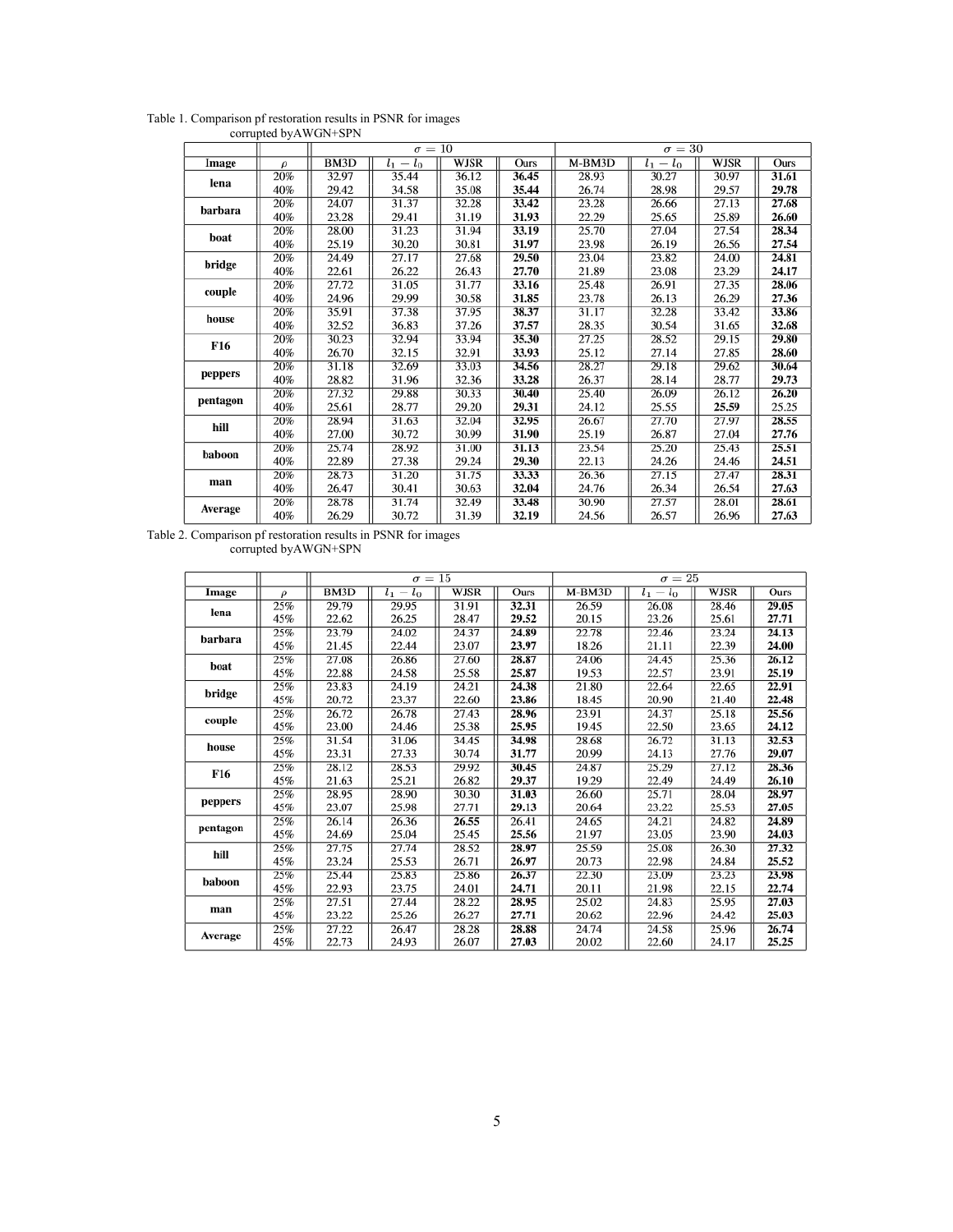Table 1. Comparison pf restoration results in PSNR for images corrupted byAWGN+SPN

| | | $\sigma = 10$ | | | | $\sigma = 30$ | | | |
|---|---|---|---|---|---|---|---|---|---|
| **Image** | $\rho$ | BM3D | $l_1 - l_0$ | WJSR | Ours | M-BM3D | $l_1 - l_0$ | WJSR | Ours |
| **lena** | 20% | 32.97 | 35.44 | 36.12 | **36.45** | 28.93 | 30.27 | 30.97 | **31.61** |
| | 40% | 29.42 | 34.58 | 35.08 | **35.44** | 26.74 | 28.98 | 29.57 | **29.78** |
| **barbara** | 20% | 24.07 | 31.37 | 32.28 | **33.42** | 23.28 | 26.66 | 27.13 | **27.68** |
| | 40% | 23.28 | 29.41 | 31.19 | **31.93** | 22.29 | 25.65 | 25.89 | **26.60** |
| **boat** | 20% | 28.00 | 31.23 | 31.94 | **33.19** | 25.70 | 27.04 | 27.54 | **28.34** |
| | 40% | 25.19 | 30.20 | 30.81 | **31.97** | 23.98 | 26.19 | 26.56 | **27.54** |
| **bridge** | 20% | 24.49 | 27.17 | 27.68 | **29.50** | 23.04 | 23.82 | 24.00 | **24.81** |
| | 40% | 22.61 | 26.22 | 26.43 | **27.70** | 21.89 | 23.08 | 23.29 | **24.17** |
| **couple** | 20% | 27.72 | 31.05 | 31.77 | **33.16** | 25.48 | 26.91 | 27.35 | **28.06** |
| | 40% | 24.96 | 29.99 | 30.58 | **31.85** | 23.78 | 26.13 | 26.29 | **27.36** |
| **house** | 20% | 35.91 | 37.38 | 37.95 | **38.37** | 31.17 | 32.28 | 33.42 | **33.86** |
| | 40% | 32.52 | 36.83 | 37.26 | **37.57** | 28.35 | 30.54 | 31.65 | **32.68** |
| **F16** | 20% | 30.23 | 32.94 | 33.94 | **35.30** | 27.25 | 28.52 | 29.15 | **29.80** |
| | 40% | 26.70 | 32.15 | 32.91 | **33.93** | 25.12 | 27.14 | 27.85 | **28.60** |
| **peppers** | 20% | 31.18 | 32.69 | 33.03 | **34.56** | 28.27 | 29.18 | 29.62 | **30.64** |
| | 40% | 28.82 | 31.96 | 32.36 | **33.28** | 26.37 | 28.14 | 28.77 | **29.73** |
| **pentagon** | 20% | 27.32 | 29.88 | 30.33 | **30.40** | 25.40 | 26.09 | 26.12 | **26.20** |
| | 40% | 25.61 | 28.77 | 29.20 | **29.31** | 24.12 | 25.55 | **25.59** | 25.25 |
| **hill** | 20% | 28.94 | 31.63 | 32.04 | **32.95** | 26.67 | 27.70 | 27.97 | **28.55** |
| | 40% | 27.00 | 30.72 | 30.99 | **31.90** | 25.19 | 26.87 | 27.04 | **27.76** |
| **baboon** | 20% | 25.74 | 28.92 | 31.00 | **31.13** | 23.54 | 25.20 | 25.43 | **25.51** |
| | 40% | 22.89 | 27.38 | 29.24 | **29.30** | 22.13 | 24.26 | 24.46 | **24.51** |
| **man** | 20% | 28.73 | 31.20 | 31.75 | **33.33** | 26.36 | 27.15 | 27.47 | **28.31** |
| | 40% | 26.47 | 30.41 | 30.63 | **32.04** | 24.76 | 26.34 | 26.54 | **27.63** |
| **Average** | 20% | 28.78 | 31.74 | 32.49 | **33.48** | 30.90 | 27.57 | 28.01 | **28.61** |
| | 40% | 26.29 | 30.72 | 31.39 | **32.19** | 24.56 | 26.57 | 26.96 | **27.63** |

Table 2. Comparison pf restoration results in PSNR for images corrupted byAWGN+SPN

| | | $\sigma = 15$ | | | | $\sigma = 25$ | | | |
|---|---|---|---|---|---|---|---|---|---|
| **Image** | $\rho$ | BM3D | $l_1 - l_0$ | WJSR | Ours | M-BM3D | $l_1 - l_0$ | WJSR | Ours |
| **lena** | 25% | 29.79 | 29.95 | 31.91 | **32.31** | 26.59 | 26.08 | 28.46 | **29.05** |
| | 45% | 22.62 | 26.25 | 28.47 | **29.52** | 20.15 | 23.26 | 25.61 | **27.71** |
| **barbara** | 25% | 23.79 | 24.02 | 24.37 | **24.89** | 22.78 | 22.46 | 23.24 | **24.13** |
| | 45% | 21.45 | 22.44 | 23.07 | **23.97** | 18.26 | 21.11 | 22.39 | **24.00** |
| **boat** | 25% | 27.08 | 26.86 | 27.60 | **28.87** | 24.06 | 24.45 | 25.36 | **26.12** |
| | 45% | 22.88 | 24.58 | 25.58 | **25.87** | 19.53 | 22.57 | 23.91 | **25.19** |
| **bridge** | 25% | 23.83 | 24.19 | 24.21 | **24.38** | 21.80 | 22.64 | 22.65 | **22.91** |
| | 45% | 20.72 | 23.37 | 22.60 | **23.86** | 18.45 | 20.90 | 21.40 | **22.48** |
| **couple** | 25% | 26.72 | 26.78 | 27.43 | **28.96** | 23.91 | 24.37 | 25.18 | **25.56** |
| | 45% | 23.00 | 24.46 | 25.38 | **25.95** | 19.45 | 22.50 | 23.65 | **24.12** |
| **house** | 25% | 31.54 | 31.06 | 34.45 | **34.98** | 28.68 | 26.72 | 31.13 | **32.53** |
| | 45% | 23.31 | 27.33 | 30.74 | **31.77** | 20.99 | 24.13 | 27.76 | **29.07** |
| **F16** | 25% | 28.12 | 28.53 | 29.92 | **30.45** | 24.87 | 25.29 | 27.12 | **28.36** |
| | 45% | 21.63 | 25.21 | 26.82 | **29.37** | 19.29 | 22.49 | 24.49 | **26.10** |
| **peppers** | 25% | 28.95 | 28.90 | 30.30 | **31.03** | 26.60 | 25.71 | 28.04 | **28.97** |
| | 45% | 23.07 | 25.98 | 27.71 | **29.13** | 20.64 | 23.22 | 25.53 | **27.05** |
| **pentagon** | 25% | 26.14 | 26.36 | **26.55** | 26.41 | 24.65 | 24.21 | 24.82 | **24.89** |
| | 45% | 24.69 | 25.04 | 25.45 | **25.56** | 21.97 | 23.05 | 23.90 | **24.03** |
| **hill** | 25% | 27.75 | 27.74 | 28.52 | **28.97** | 25.59 | 25.08 | 26.30 | **27.32** |
| | 45% | 23.24 | 25.53 | 26.71 | **26.97** | 20.73 | 22.98 | 24.84 | **25.52** |
| **baboon** | 25% | 25.44 | 25.83 | 25.86 | **26.37** | 22.30 | 23.09 | 23.23 | **23.98** |
| | 45% | 22.93 | 23.75 | 24.01 | **24.71** | 20.11 | 21.98 | 22.15 | **22.74** |
| **man** | 25% | 27.51 | 27.44 | 28.22 | **28.95** | 25.02 | 24.83 | 25.95 | **27.03** |
| | 45% | 23.22 | 25.26 | 26.27 | **27.71** | 20.62 | 22.96 | 24.42 | **25.03** |
| **Average** | 25% | 27.22 | 26.47 | 28.28 | **28.88** | 24.74 | 24.58 | 25.96 | **26.74** |
| | 45% | 22.73 | 24.93 | 26.07 | **27.03** | 20.02 | 22.60 | 24.17 | **25.25** |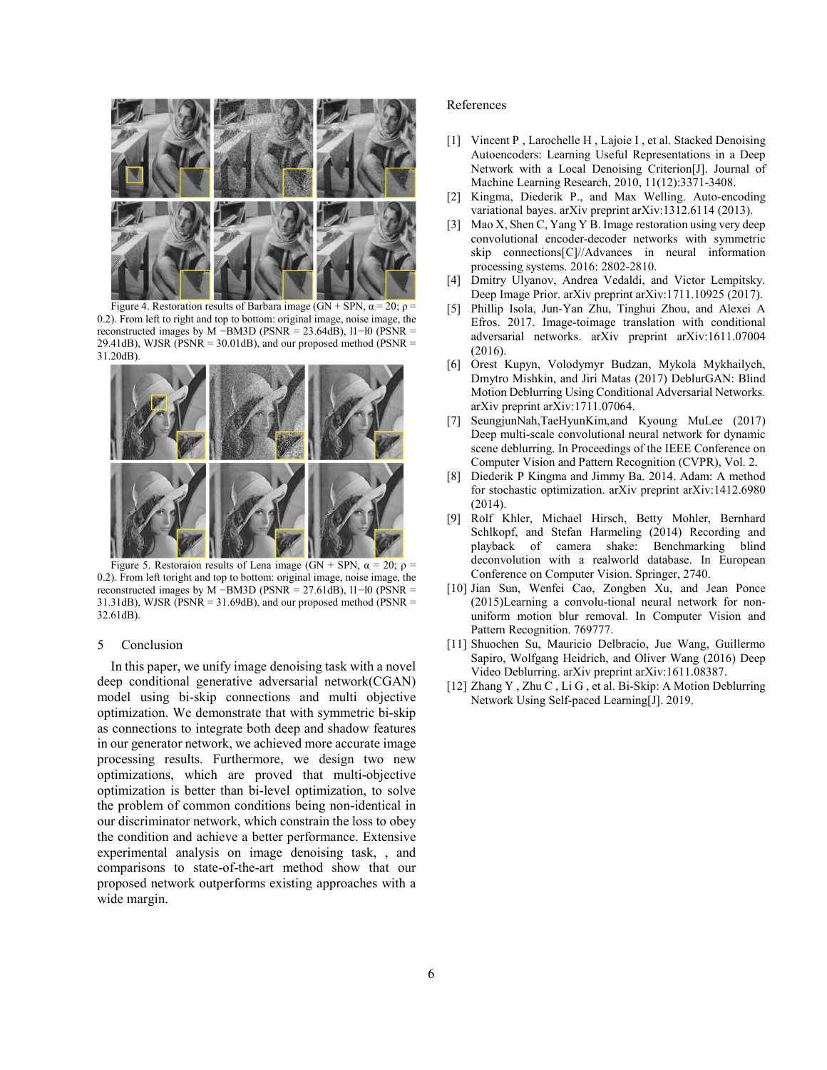Figure 4. Restoration results of Barbara image (GN + SPN, $\alpha = 20$; $\rho = 0.2$). From left to right and top to bottom: original image, noise image, the reconstructed images by M −BM3D (PSNR = 23.64dB), l1−l0 (PSNR = 29.41dB), WJSR (PSNR = 30.01dB), and our proposed method (PSNR = 31.20dB).

Figure 5. Restoraion results of Lena image (GN + SPN, $\alpha = 20$; $\rho = 0.2$). From left toright and top to bottom: original image, noise image, the reconstructed images by M −BM3D (PSNR = 27.61dB), l1−l0 (PSNR = 31.31dB), WJSR (PSNR = 31.69dB), and our proposed method (PSNR = 32.61dB).

## 5 Conclusion

In this paper, we unify image denoising task with a novel deep conditional generative adversarial network(CGAN) model using bi-skip connections and multi objective optimization. We demonstrate that with symmetric bi-skip as connections to integrate both deep and shadow features in our generator network, we achieved more accurate image processing results. Furthermore, we design two new optimizations, which are proved that multi-objective optimization is better than bi-level optimization, to solve the problem of common conditions being non-identical in our discriminator network, which constrain the loss to obey the condition and achieve a better performance. Extensive experimental analysis on image denoising task, , and comparisons to state-of-the-art method show that our proposed network outperforms existing approaches with a wide margin.

## References

[1] Vincent P , Larochelle H , Lajoie I , et al. Stacked Denoising Autoencoders: Learning Useful Representations in a Deep Network with a Local Denoising Criterion[J]. Journal of Machine Learning Research, 2010, 11(12):3371-3408.

[2] Kingma, Diederik P., and Max Welling. Auto-encoding variational bayes. arXiv preprint arXiv:1312.6114 (2013).

[3] Mao X, Shen C, Yang Y B. Image restoration using very deep convolutional encoder-decoder networks with symmetric skip connections[C]//Advances in neural information processing systems. 2016: 2802-2810.

[4] Dmitry Ulyanov, Andrea Vedaldi, and Victor Lempitsky. Deep Image Prior. arXiv preprint arXiv:1711.10925 (2017).

[5] Phillip Isola, Jun-Yan Zhu, Tinghui Zhou, and Alexei A Efros. 2017. Image-toimage translation with conditional adversarial networks. arXiv preprint arXiv:1611.07004 (2016).

[6] Orest Kupyn, Volodymyr Budzan, Mykola Mykhailych, Dmytro Mishkin, and Jiri Matas (2017) DeblurGAN: Blind Motion Deblurring Using Conditional Adversarial Networks. arXiv preprint arXiv:1711.07064.

[7] SeungjunNah,TaeHyunKim,and Kyoung MuLee (2017) Deep multi-scale convolutional neural network for dynamic scene deblurring. In Proceedings of the IEEE Conference on Computer Vision and Pattern Recognition (CVPR), Vol. 2.

[8] Diederik P Kingma and Jimmy Ba. 2014. Adam: A method for stochastic optimization. arXiv preprint arXiv:1412.6980 (2014).

[9] Rolf Khler, Michael Hirsch, Betty Mohler, Bernhard Schlkopf, and Stefan Harmeling (2014) Recording and playback of camera shake: Benchmarking blind deconvolution with a realworld database. In European Conference on Computer Vision. Springer, 2740.

[10] Jian Sun, Wenfei Cao, Zongben Xu, and Jean Ponce (2015)Learning a convolu-tional neural network for non-uniform motion blur removal. In Computer Vision and Pattern Recognition. 769777.

[11] Shuochen Su, Mauricio Delbracio, Jue Wang, Guillermo Sapiro, Wolfgang Heidrich, and Oliver Wang (2016) Deep Video Deblurring. arXiv preprint arXiv:1611.08387.

[12] Zhang Y , Zhu C , Li G , et al. Bi-Skip: A Motion Deblurring Network Using Self-paced Learning[J]. 2019.